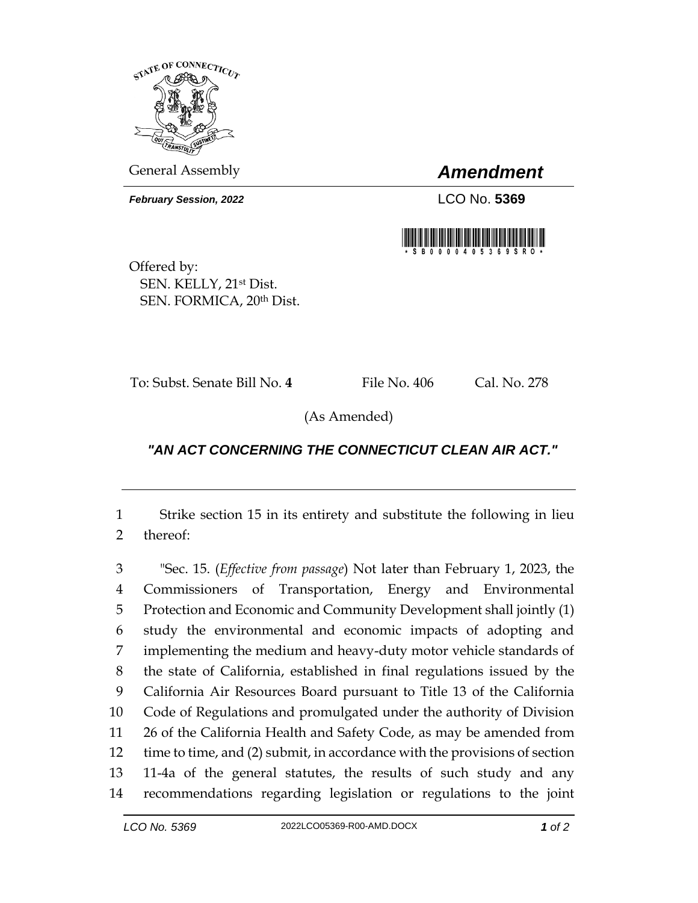General Assembly

# *Amendment*

***February Session, 2022***

LCO No. **5369**

Offered by:
SEN. KELLY, 21st Dist.
SEN. FORMICA, 20th Dist.

To: Subst. Senate Bill No. **4** File No. 406 Cal. No. 278

(As Amended)

## *"AN ACT CONCERNING THE CONNECTICUT CLEAN AIR ACT."*

---

1 Strike section 15 in its entirety and substitute the following in lieu
2 thereof:

3 "Sec. 15. (*Effective from passage*) Not later than February 1, 2023, the
4 Commissioners of Transportation, Energy and Environmental
5 Protection and Economic and Community Development shall jointly (1)
6 study the environmental and economic impacts of adopting and
7 implementing the medium and heavy-duty motor vehicle standards of
8 the state of California, established in final regulations issued by the
9 California Air Resources Board pursuant to Title 13 of the California
10 Code of Regulations and promulgated under the authority of Division
11 26 of the California Health and Safety Code, as may be amended from
12 time to time, and (2) submit, in accordance with the provisions of section
13 11-4a of the general statutes, the results of such study and any
14 recommendations regarding legislation or regulations to the joint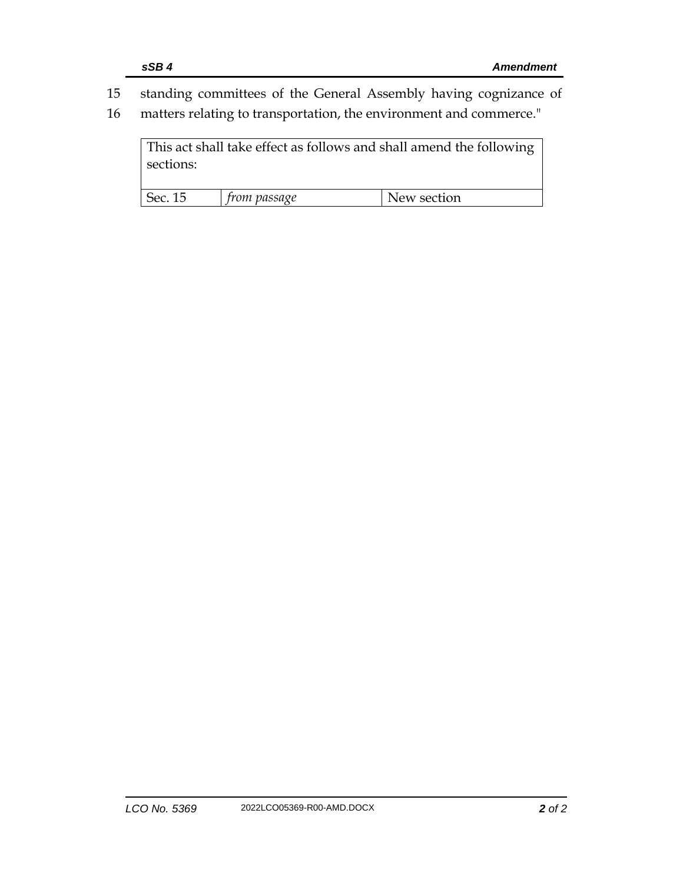15 standing committees of the General Assembly having cognizance of
16 matters relating to transportation, the environment and commerce."

| This act shall take effect as follows and shall amend the following sections: | | |
|---|---|---|
| Sec. 15 | *from passage* | New section |